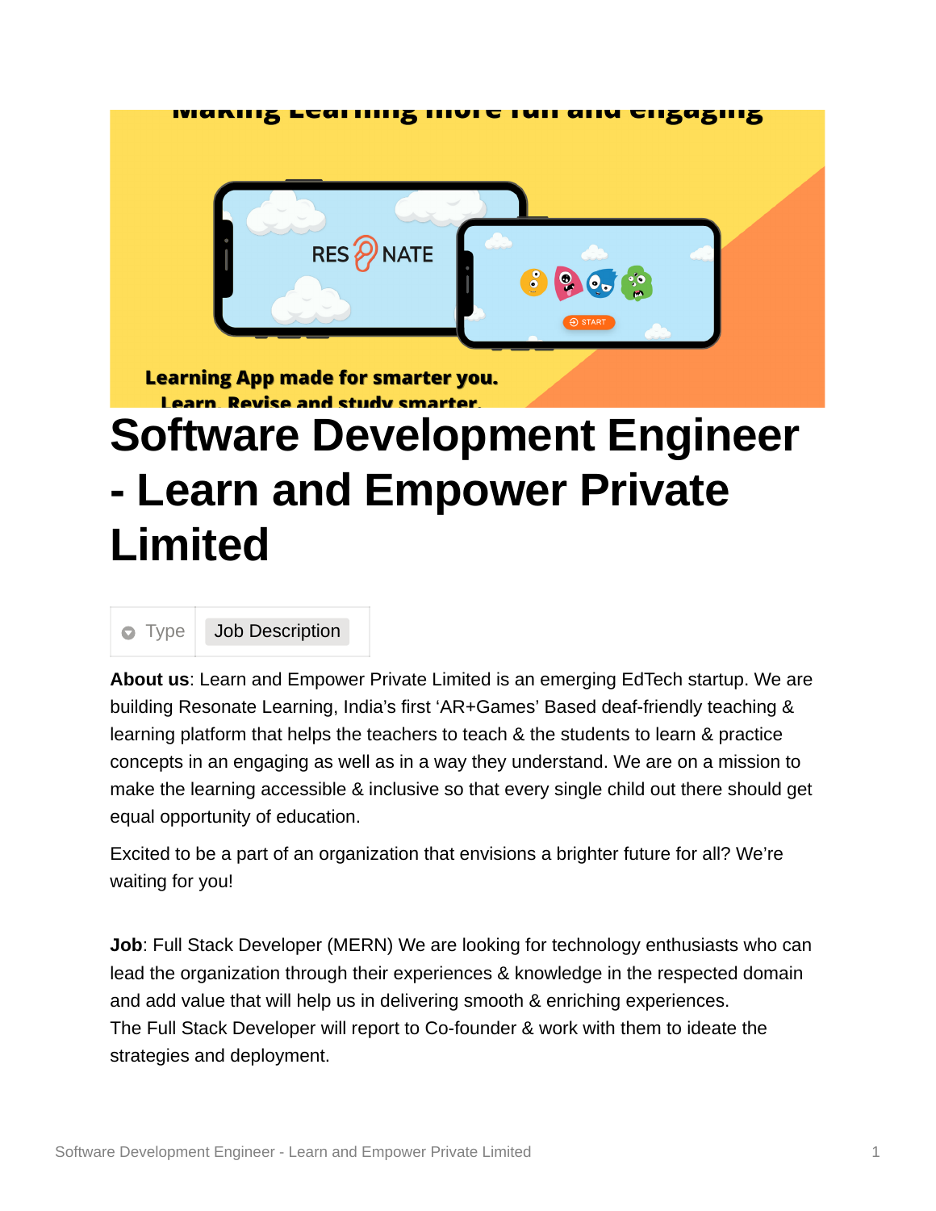# Software Development Engineer - Learn and Empower Private Limited

| Type | Job Description |
| --- | --- |

**About us**: Learn and Empower Private Limited is an emerging EdTech startup. We are building Resonate Learning, India's first 'AR+Games' Based deaf-friendly teaching & learning platform that helps the teachers to teach & the students to learn & practice concepts in an engaging as well as in a way they understand. We are on a mission to make the learning accessible & inclusive so that every single child out there should get equal opportunity of education.

Excited to be a part of an organization that envisions a brighter future for all? We're waiting for you!

**Job**: Full Stack Developer (MERN) We are looking for technology enthusiasts who can lead the organization through their experiences & knowledge in the respected domain and add value that will help us in delivering smooth & enriching experiences.
The Full Stack Developer will report to Co-founder & work with them to ideate the strategies and deployment.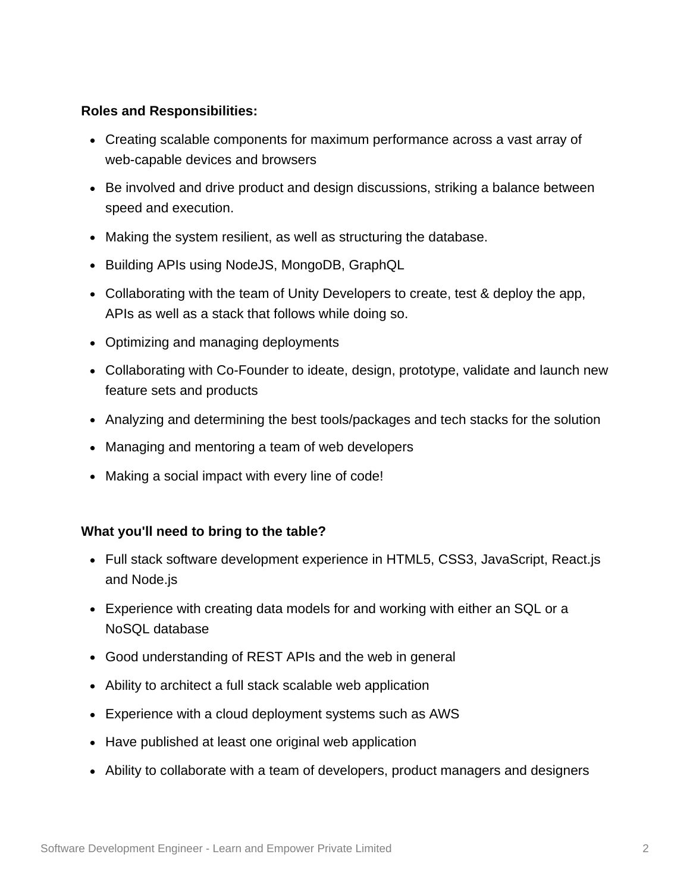**Roles and Responsibilities:**

- Creating scalable components for maximum performance across a vast array of web-capable devices and browsers
- Be involved and drive product and design discussions, striking a balance between speed and execution.
- Making the system resilient, as well as structuring the database.
- Building APIs using NodeJS, MongoDB, GraphQL
- Collaborating with the team of Unity Developers to create, test & deploy the app, APIs as well as a stack that follows while doing so.
- Optimizing and managing deployments
- Collaborating with Co-Founder to ideate, design, prototype, validate and launch new feature sets and products
- Analyzing and determining the best tools/packages and tech stacks for the solution
- Managing and mentoring a team of web developers
- Making a social impact with every line of code!

**What you'll need to bring to the table?**

- Full stack software development experience in HTML5, CSS3, JavaScript, React.js and Node.js
- Experience with creating data models for and working with either an SQL or a NoSQL database
- Good understanding of REST APIs and the web in general
- Ability to architect a full stack scalable web application
- Experience with a cloud deployment systems such as AWS
- Have published at least one original web application
- Ability to collaborate with a team of developers, product managers and designers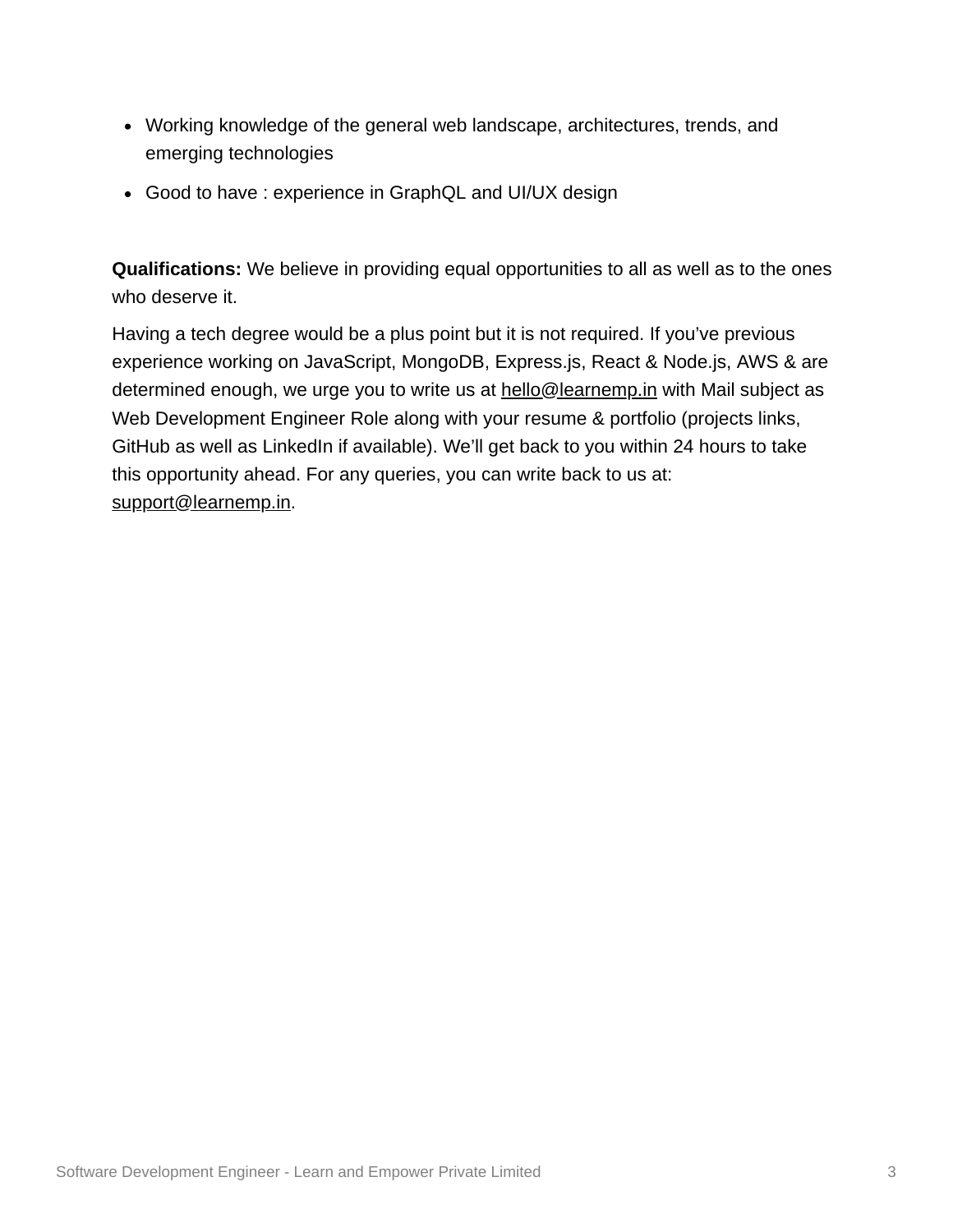- Working knowledge of the general web landscape, architectures, trends, and emerging technologies
- Good to have : experience in GraphQL and UI/UX design

**Qualifications:** We believe in providing equal opportunities to all as well as to the ones who deserve it.

Having a tech degree would be a plus point but it is not required. If you've previous experience working on JavaScript, MongoDB, Express.js, React & Node.js, AWS & are determined enough, we urge you to write us at hello@learnemp.in with Mail subject as Web Development Engineer Role along with your resume & portfolio (projects links, GitHub as well as LinkedIn if available). We'll get back to you within 24 hours to take this opportunity ahead. For any queries, you can write back to us at: support@learnemp.in.